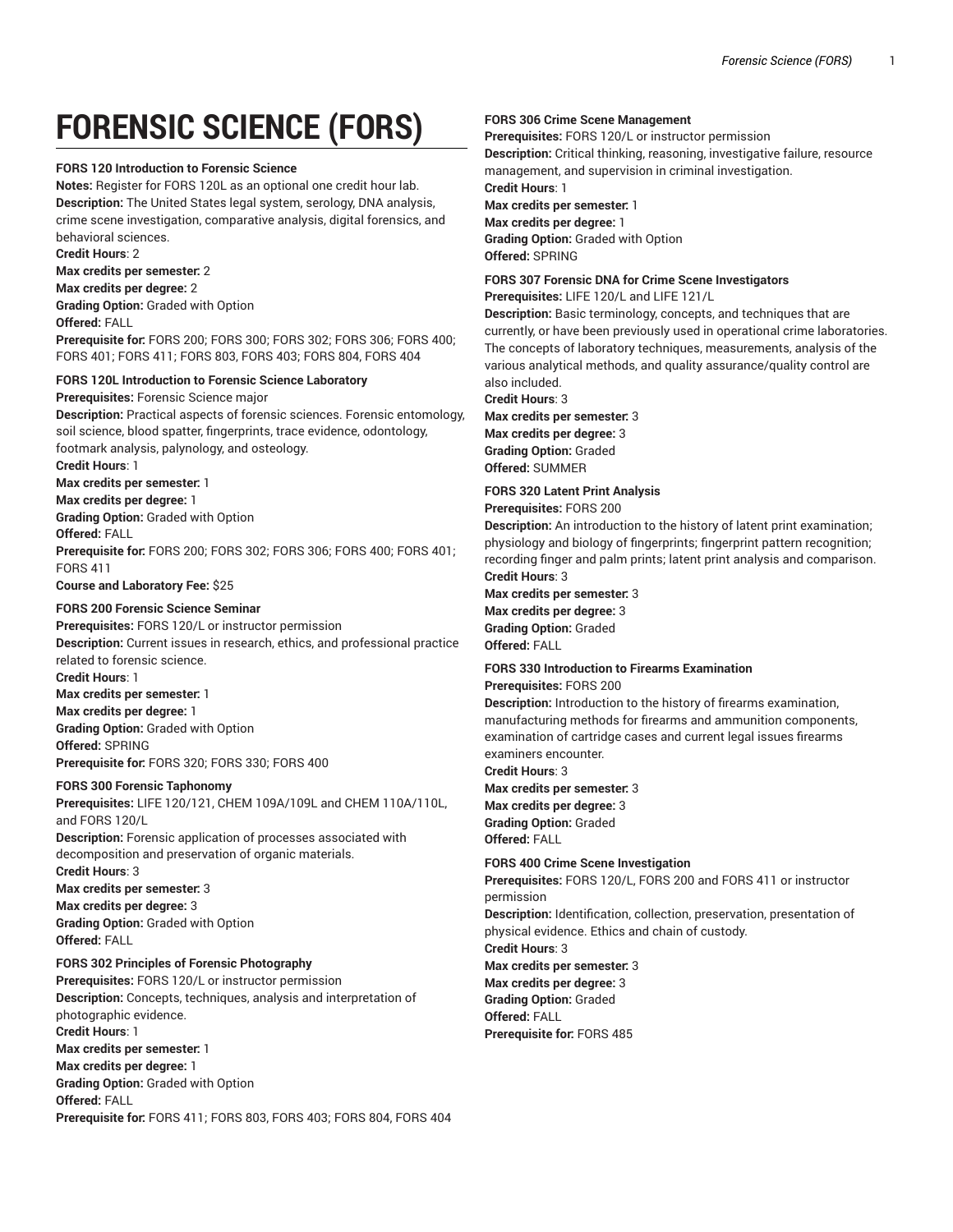# FORENSIC SCIENCE (FORS)

**FORS 120 Introduction to Forensic Science**
**Notes:** Register for FORS 120L as an optional one credit hour lab.
**Description:** The United States legal system, serology, DNA analysis, crime scene investigation, comparative analysis, digital forensics, and behavioral sciences.
**Credit Hours**: 2
**Max credits per semester:** 2
**Max credits per degree:** 2
**Grading Option:** Graded with Option
**Offered:** FALL
**Prerequisite for:** FORS 200; FORS 300; FORS 302; FORS 306; FORS 400; FORS 401; FORS 411; FORS 803, FORS 403; FORS 804, FORS 404

**FORS 120L Introduction to Forensic Science Laboratory**
**Prerequisites:** Forensic Science major
**Description:** Practical aspects of forensic sciences. Forensic entomology, soil science, blood spatter, fingerprints, trace evidence, odontology, footmark analysis, palynology, and osteology.
**Credit Hours**: 1
**Max credits per semester:** 1
**Max credits per degree:** 1
**Grading Option:** Graded with Option
**Offered:** FALL
**Prerequisite for:** FORS 200; FORS 302; FORS 306; FORS 400; FORS 401; FORS 411
**Course and Laboratory Fee:** $25

**FORS 200 Forensic Science Seminar**
**Prerequisites:** FORS 120/L or instructor permission
**Description:** Current issues in research, ethics, and professional practice related to forensic science.
**Credit Hours**: 1
**Max credits per semester:** 1
**Max credits per degree:** 1
**Grading Option:** Graded with Option
**Offered:** SPRING
**Prerequisite for:** FORS 320; FORS 330; FORS 400

**FORS 300 Forensic Taphonomy**
**Prerequisites:** LIFE 120/121, CHEM 109A/109L and CHEM 110A/110L, and FORS 120/L
**Description:** Forensic application of processes associated with decomposition and preservation of organic materials.
**Credit Hours**: 3
**Max credits per semester:** 3
**Max credits per degree:** 3
**Grading Option:** Graded with Option
**Offered:** FALL

**FORS 302 Principles of Forensic Photography**
**Prerequisites:** FORS 120/L or instructor permission
**Description:** Concepts, techniques, analysis and interpretation of photographic evidence.
**Credit Hours**: 1
**Max credits per semester:** 1
**Max credits per degree:** 1
**Grading Option:** Graded with Option
**Offered:** FALL
**Prerequisite for:** FORS 411; FORS 803, FORS 403; FORS 804, FORS 404

**FORS 306 Crime Scene Management**
**Prerequisites:** FORS 120/L or instructor permission
**Description:** Critical thinking, reasoning, investigative failure, resource management, and supervision in criminal investigation.
**Credit Hours**: 1
**Max credits per semester:** 1
**Max credits per degree:** 1
**Grading Option:** Graded with Option
**Offered:** SPRING

**FORS 307 Forensic DNA for Crime Scene Investigators**
**Prerequisites:** LIFE 120/L and LIFE 121/L
**Description:** Basic terminology, concepts, and techniques that are currently, or have been previously used in operational crime laboratories. The concepts of laboratory techniques, measurements, analysis of the various analytical methods, and quality assurance/quality control are also included.
**Credit Hours**: 3
**Max credits per semester:** 3
**Max credits per degree:** 3
**Grading Option:** Graded
**Offered:** SUMMER

**FORS 320 Latent Print Analysis**
**Prerequisites:** FORS 200
**Description:** An introduction to the history of latent print examination; physiology and biology of fingerprints; fingerprint pattern recognition; recording finger and palm prints; latent print analysis and comparison.
**Credit Hours**: 3
**Max credits per semester:** 3
**Max credits per degree:** 3
**Grading Option:** Graded
**Offered:** FALL

**FORS 330 Introduction to Firearms Examination**
**Prerequisites:** FORS 200
**Description:** Introduction to the history of firearms examination, manufacturing methods for firearms and ammunition components, examination of cartridge cases and current legal issues firearms examiners encounter.
**Credit Hours**: 3
**Max credits per semester:** 3
**Max credits per degree:** 3
**Grading Option:** Graded
**Offered:** FALL

**FORS 400 Crime Scene Investigation**
**Prerequisites:** FORS 120/L, FORS 200 and FORS 411 or instructor permission
**Description:** Identification, collection, preservation, presentation of physical evidence. Ethics and chain of custody.
**Credit Hours**: 3
**Max credits per semester:** 3
**Max credits per degree:** 3
**Grading Option:** Graded
**Offered:** FALL
**Prerequisite for:** FORS 485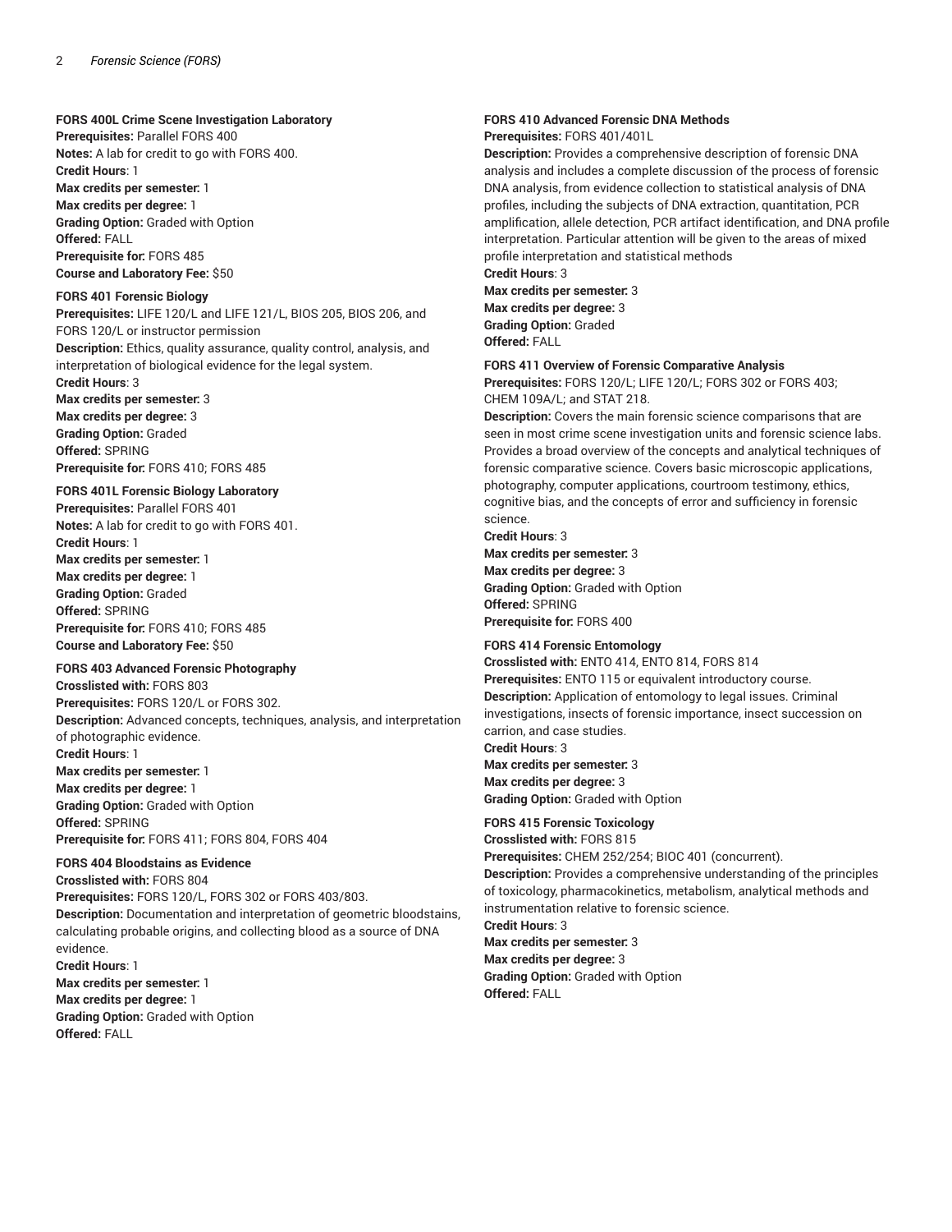**FORS 400L Crime Scene Investigation Laboratory**
**Prerequisites:** Parallel FORS 400
**Notes:** A lab for credit to go with FORS 400.
**Credit Hours**: 1
**Max credits per semester:** 1
**Max credits per degree:** 1
**Grading Option:** Graded with Option
**Offered:** FALL
**Prerequisite for:** FORS 485
**Course and Laboratory Fee:** $50

**FORS 401 Forensic Biology**
**Prerequisites:** LIFE 120/L and LIFE 121/L, BIOS 205, BIOS 206, and FORS 120/L or instructor permission
**Description:** Ethics, quality assurance, quality control, analysis, and interpretation of biological evidence for the legal system.
**Credit Hours**: 3
**Max credits per semester:** 3
**Max credits per degree:** 3
**Grading Option:** Graded
**Offered:** SPRING
**Prerequisite for:** FORS 410; FORS 485

**FORS 401L Forensic Biology Laboratory**
**Prerequisites:** Parallel FORS 401
**Notes:** A lab for credit to go with FORS 401.
**Credit Hours**: 1
**Max credits per semester:** 1
**Max credits per degree:** 1
**Grading Option:** Graded
**Offered:** SPRING
**Prerequisite for:** FORS 410; FORS 485
**Course and Laboratory Fee:** $50

**FORS 403 Advanced Forensic Photography**
**Crosslisted with:** FORS 803
**Prerequisites:** FORS 120/L or FORS 302.
**Description:** Advanced concepts, techniques, analysis, and interpretation of photographic evidence.
**Credit Hours**: 1
**Max credits per semester:** 1
**Max credits per degree:** 1
**Grading Option:** Graded with Option
**Offered:** SPRING
**Prerequisite for:** FORS 411; FORS 804, FORS 404

**FORS 404 Bloodstains as Evidence**
**Crosslisted with:** FORS 804
**Prerequisites:** FORS 120/L, FORS 302 or FORS 403/803.
**Description:** Documentation and interpretation of geometric bloodstains, calculating probable origins, and collecting blood as a source of DNA evidence.
**Credit Hours**: 1
**Max credits per semester:** 1
**Max credits per degree:** 1
**Grading Option:** Graded with Option
**Offered:** FALL

**FORS 410 Advanced Forensic DNA Methods**
**Prerequisites:** FORS 401/401L
**Description:** Provides a comprehensive description of forensic DNA analysis and includes a complete discussion of the process of forensic DNA analysis, from evidence collection to statistical analysis of DNA profiles, including the subjects of DNA extraction, quantitation, PCR amplification, allele detection, PCR artifact identification, and DNA profile interpretation. Particular attention will be given to the areas of mixed profile interpretation and statistical methods
**Credit Hours**: 3
**Max credits per semester:** 3
**Max credits per degree:** 3
**Grading Option:** Graded
**Offered:** FALL

**FORS 411 Overview of Forensic Comparative Analysis**
**Prerequisites:** FORS 120/L; LIFE 120/L; FORS 302 or FORS 403; CHEM 109A/L; and STAT 218.
**Description:** Covers the main forensic science comparisons that are seen in most crime scene investigation units and forensic science labs. Provides a broad overview of the concepts and analytical techniques of forensic comparative science. Covers basic microscopic applications, photography, computer applications, courtroom testimony, ethics, cognitive bias, and the concepts of error and sufficiency in forensic science.
**Credit Hours**: 3
**Max credits per semester:** 3
**Max credits per degree:** 3
**Grading Option:** Graded with Option
**Offered:** SPRING
**Prerequisite for:** FORS 400

**FORS 414 Forensic Entomology**
**Crosslisted with:** ENTO 414, ENTO 814, FORS 814
**Prerequisites:** ENTO 115 or equivalent introductory course.
**Description:** Application of entomology to legal issues. Criminal investigations, insects of forensic importance, insect succession on carrion, and case studies.
**Credit Hours**: 3
**Max credits per semester:** 3
**Max credits per degree:** 3
**Grading Option:** Graded with Option

**FORS 415 Forensic Toxicology**
**Crosslisted with:** FORS 815
**Prerequisites:** CHEM 252/254; BIOC 401 (concurrent).
**Description:** Provides a comprehensive understanding of the principles of toxicology, pharmacokinetics, metabolism, analytical methods and instrumentation relative to forensic science.
**Credit Hours**: 3
**Max credits per semester:** 3
**Max credits per degree:** 3
**Grading Option:** Graded with Option
**Offered:** FALL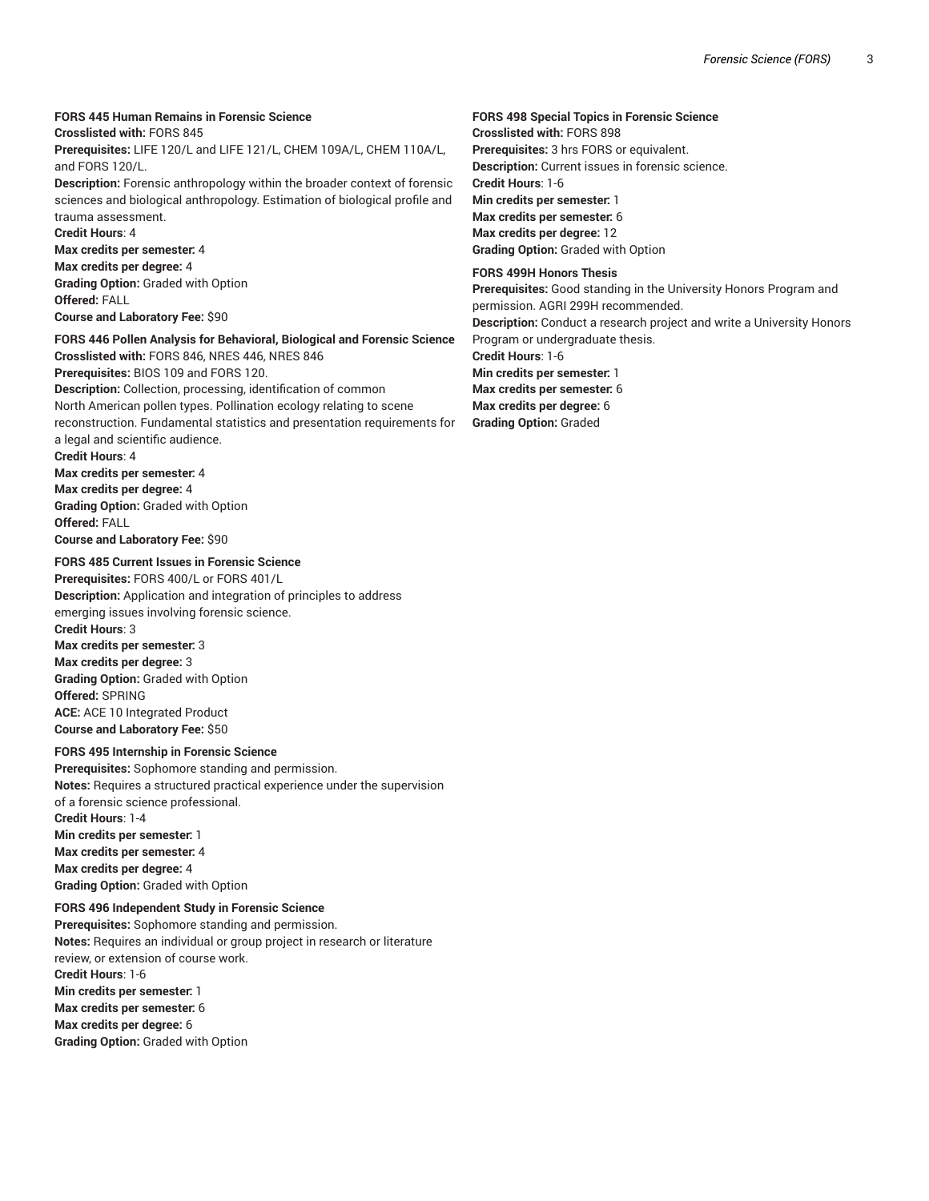**FORS 445 Human Remains in Forensic Science**
**Crosslisted with:** FORS 845
**Prerequisites:** LIFE 120/L and LIFE 121/L, CHEM 109A/L, CHEM 110A/L, and FORS 120/L.
**Description:** Forensic anthropology within the broader context of forensic sciences and biological anthropology. Estimation of biological profile and trauma assessment.
**Credit Hours**: 4
**Max credits per semester:** 4
**Max credits per degree:** 4
**Grading Option:** Graded with Option
**Offered:** FALL
**Course and Laboratory Fee:** $90

**FORS 446 Pollen Analysis for Behavioral, Biological and Forensic Science**
**Crosslisted with:** FORS 846, NRES 446, NRES 846
**Prerequisites:** BIOS 109 and FORS 120.
**Description:** Collection, processing, identification of common North American pollen types. Pollination ecology relating to scene reconstruction. Fundamental statistics and presentation requirements for a legal and scientific audience.
**Credit Hours**: 4
**Max credits per semester:** 4
**Max credits per degree:** 4
**Grading Option:** Graded with Option
**Offered:** FALL
**Course and Laboratory Fee:** $90

**FORS 485 Current Issues in Forensic Science**
**Prerequisites:** FORS 400/L or FORS 401/L
**Description:** Application and integration of principles to address emerging issues involving forensic science.
**Credit Hours**: 3
**Max credits per semester:** 3
**Max credits per degree:** 3
**Grading Option:** Graded with Option
**Offered:** SPRING
**ACE:** ACE 10 Integrated Product
**Course and Laboratory Fee:** $50

**FORS 495 Internship in Forensic Science**
**Prerequisites:** Sophomore standing and permission.
**Notes:** Requires a structured practical experience under the supervision of a forensic science professional.
**Credit Hours**: 1-4
**Min credits per semester:** 1
**Max credits per semester:** 4
**Max credits per degree:** 4
**Grading Option:** Graded with Option

**FORS 496 Independent Study in Forensic Science**
**Prerequisites:** Sophomore standing and permission.
**Notes:** Requires an individual or group project in research or literature review, or extension of course work.
**Credit Hours**: 1-6
**Min credits per semester:** 1
**Max credits per semester:** 6
**Max credits per degree:** 6
**Grading Option:** Graded with Option

**FORS 498 Special Topics in Forensic Science**
**Crosslisted with:** FORS 898
**Prerequisites:** 3 hrs FORS or equivalent.
**Description:** Current issues in forensic science.
**Credit Hours**: 1-6
**Min credits per semester:** 1
**Max credits per semester:** 6
**Max credits per degree:** 12
**Grading Option:** Graded with Option

**FORS 499H Honors Thesis**
**Prerequisites:** Good standing in the University Honors Program and permission. AGRI 299H recommended.
**Description:** Conduct a research project and write a University Honors Program or undergraduate thesis.
**Credit Hours**: 1-6
**Min credits per semester:** 1
**Max credits per semester:** 6
**Max credits per degree:** 6
**Grading Option:** Graded